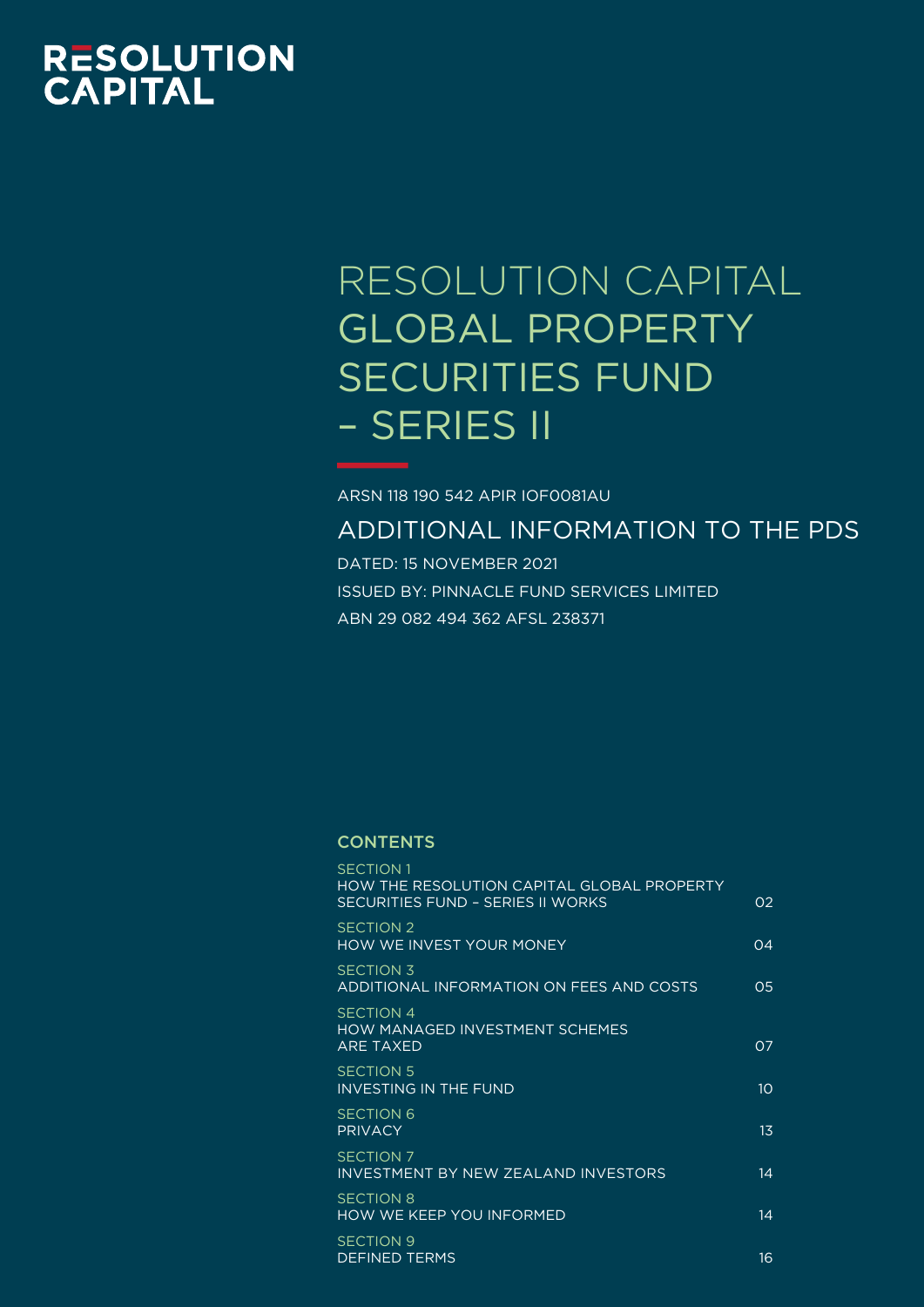RESOLUTION CAPITAL

# RESOLUTION CAPITAL GLOBAL PROPERTY SECURITIES FUND – SERIES II

ARSN 118 190 542 APIR IOF0081AU

## ADDITIONAL INFORMATION TO THE PDS

DATED: 15 NOVEMBER 2021

ISSUED BY: PINNACLE FUND SERVICES LIMITED

ABN 29 082 494 362 AFSL 238371

### CONTENTS

| Section | Page |
| --- | --- |
| SECTION 1 HOW THE RESOLUTION CAPITAL GLOBAL PROPERTY SECURITIES FUND – SERIES II WORKS | 02 |
| SECTION 2 HOW WE INVEST YOUR MONEY | 04 |
| SECTION 3 ADDITIONAL INFORMATION ON FEES AND COSTS | 05 |
| SECTION 4 HOW MANAGED INVESTMENT SCHEMES ARE TAXED | 07 |
| SECTION 5 INVESTING IN THE FUND | 10 |
| SECTION 6 PRIVACY | 13 |
| SECTION 7 INVESTMENT BY NEW ZEALAND INVESTORS | 14 |
| SECTION 8 HOW WE KEEP YOU INFORMED | 14 |
| SECTION 9 DEFINED TERMS | 16 |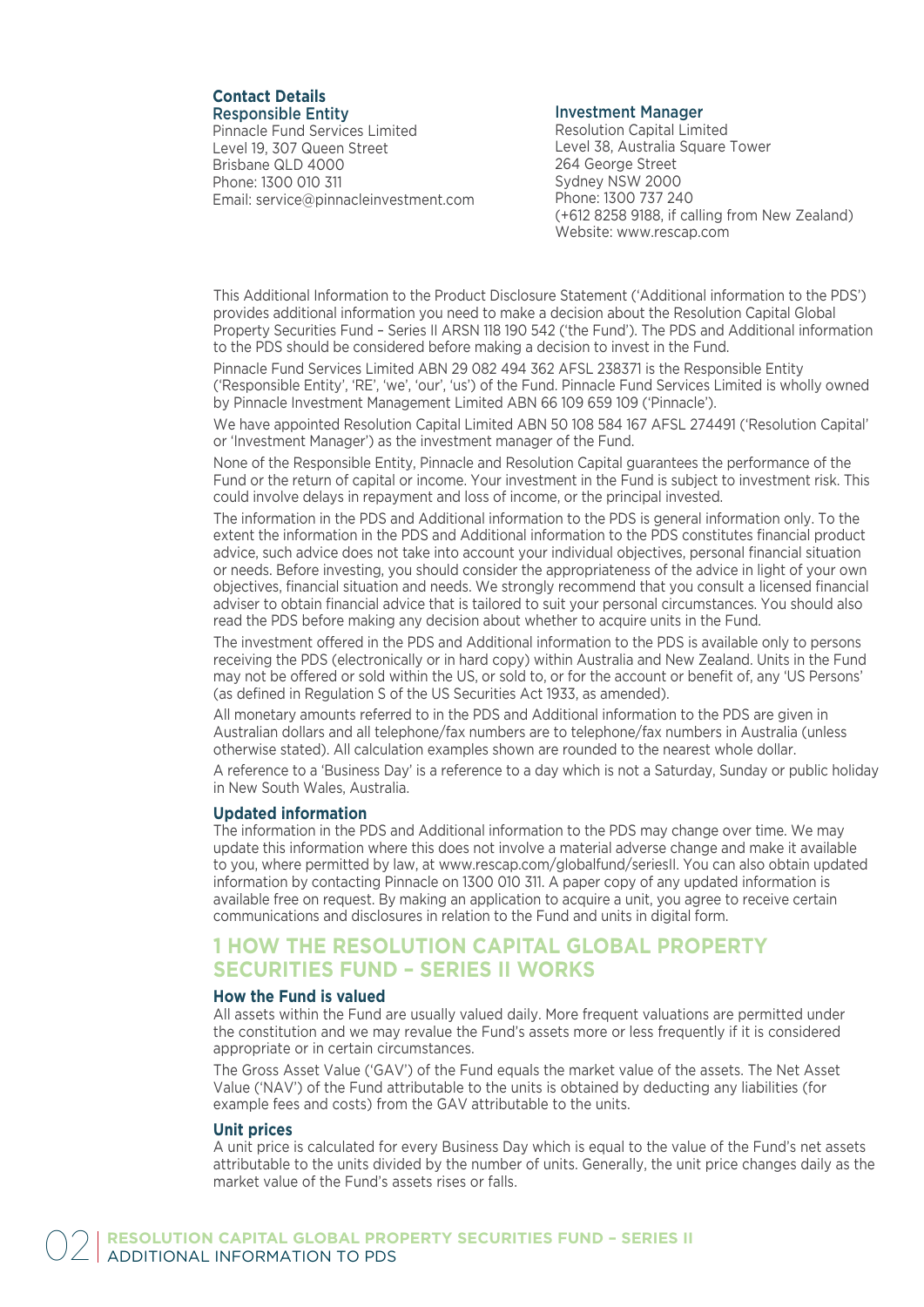**Contact Details**

**Responsible Entity**
Pinnacle Fund Services Limited
Level 19, 307 Queen Street
Brisbane QLD 4000
Phone: 1300 010 311
Email: service@pinnacleinvestment.com

**Investment Manager**
Resolution Capital Limited
Level 38, Australia Square Tower
264 George Street
Sydney NSW 2000
Phone: 1300 737 240
(+612 8258 9188, if calling from New Zealand)
Website: www.rescap.com

This Additional Information to the Product Disclosure Statement ('Additional information to the PDS') provides additional information you need to make a decision about the Resolution Capital Global Property Securities Fund – Series II ARSN 118 190 542 ('the Fund'). The PDS and Additional information to the PDS should be considered before making a decision to invest in the Fund.

Pinnacle Fund Services Limited ABN 29 082 494 362 AFSL 238371 is the Responsible Entity ('Responsible Entity', 'RE', 'we', 'our', 'us') of the Fund. Pinnacle Fund Services Limited is wholly owned by Pinnacle Investment Management Limited ABN 66 109 659 109 ('Pinnacle').

We have appointed Resolution Capital Limited ABN 50 108 584 167 AFSL 274491 ('Resolution Capital' or 'Investment Manager') as the investment manager of the Fund.

None of the Responsible Entity, Pinnacle and Resolution Capital guarantees the performance of the Fund or the return of capital or income. Your investment in the Fund is subject to investment risk. This could involve delays in repayment and loss of income, or the principal invested.

The information in the PDS and Additional information to the PDS is general information only. To the extent the information in the PDS and Additional information to the PDS constitutes financial product advice, such advice does not take into account your individual objectives, personal financial situation or needs. Before investing, you should consider the appropriateness of the advice in light of your own objectives, financial situation and needs. We strongly recommend that you consult a licensed financial adviser to obtain financial advice that is tailored to suit your personal circumstances. You should also read the PDS before making any decision about whether to acquire units in the Fund.

The investment offered in the PDS and Additional information to the PDS is available only to persons receiving the PDS (electronically or in hard copy) within Australia and New Zealand. Units in the Fund may not be offered or sold within the US, or sold to, or for the account or benefit of, any 'US Persons' (as defined in Regulation S of the US Securities Act 1933, as amended).

All monetary amounts referred to in the PDS and Additional information to the PDS are given in Australian dollars and all telephone/fax numbers are to telephone/fax numbers in Australia (unless otherwise stated). All calculation examples shown are rounded to the nearest whole dollar.

A reference to a 'Business Day' is a reference to a day which is not a Saturday, Sunday or public holiday in New South Wales, Australia.

### Updated information

The information in the PDS and Additional information to the PDS may change over time. We may update this information where this does not involve a material adverse change and make it available to you, where permitted by law, at www.rescap.com/globalfund/seriesII. You can also obtain updated information by contacting Pinnacle on 1300 010 311. A paper copy of any updated information is available free on request. By making an application to acquire a unit, you agree to receive certain communications and disclosures in relation to the Fund and units in digital form.

## 1 HOW THE RESOLUTION CAPITAL GLOBAL PROPERTY SECURITIES FUND – SERIES II WORKS

### How the Fund is valued

All assets within the Fund are usually valued daily. More frequent valuations are permitted under the constitution and we may revalue the Fund's assets more or less frequently if it is considered appropriate or in certain circumstances.

The Gross Asset Value ('GAV') of the Fund equals the market value of the assets. The Net Asset Value ('NAV') of the Fund attributable to the units is obtained by deducting any liabilities (for example fees and costs) from the GAV attributable to the units.

### Unit prices

A unit price is calculated for every Business Day which is equal to the value of the Fund's net assets attributable to the units divided by the number of units. Generally, the unit price changes daily as the market value of the Fund's assets rises or falls.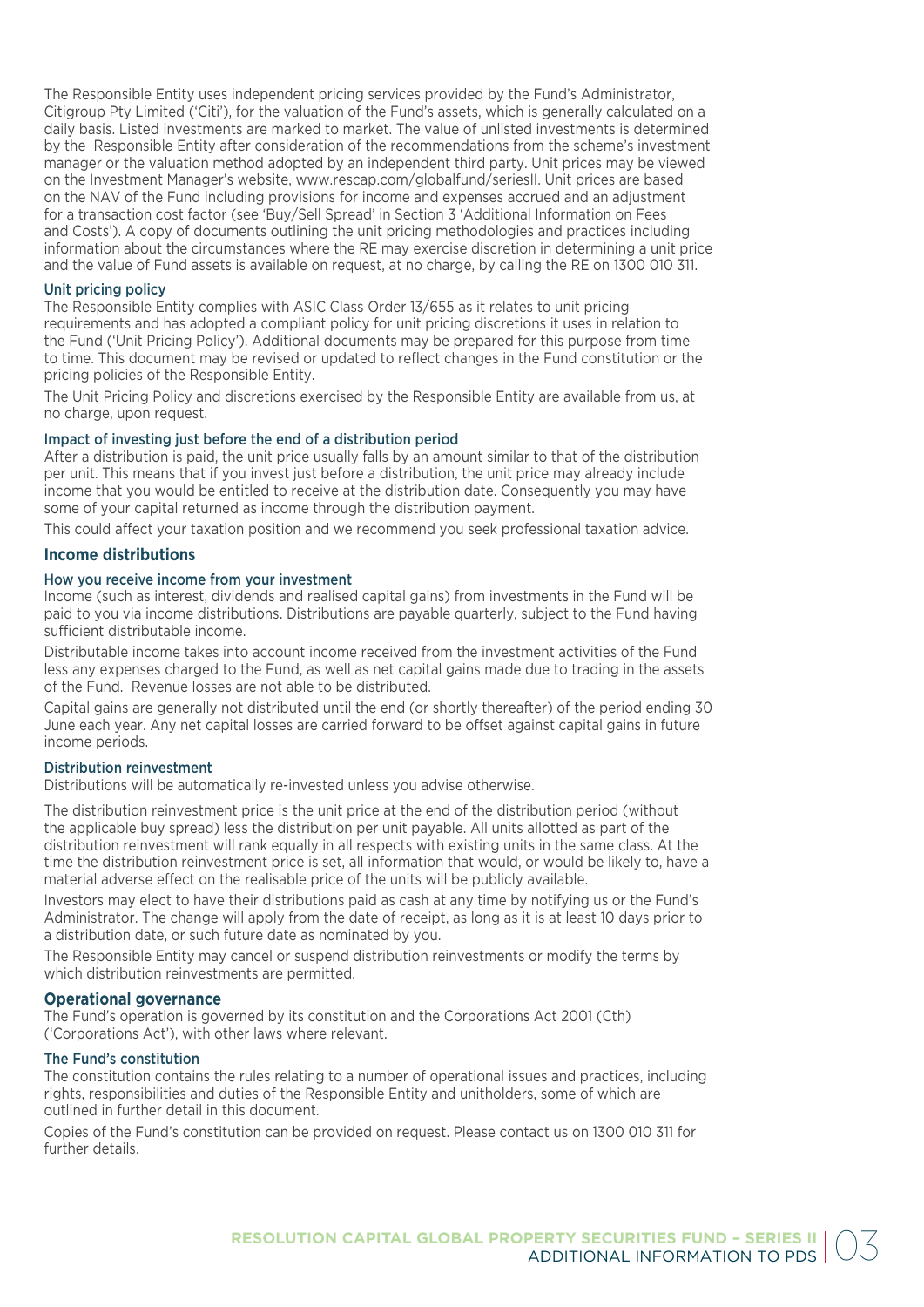The Responsible Entity uses independent pricing services provided by the Fund's Administrator, Citigroup Pty Limited ('Citi'), for the valuation of the Fund's assets, which is generally calculated on a daily basis. Listed investments are marked to market. The value of unlisted investments is determined by the Responsible Entity after consideration of the recommendations from the scheme's investment manager or the valuation method adopted by an independent third party. Unit prices may be viewed on the Investment Manager's website, www.rescap.com/globalfund/seriesII. Unit prices are based on the NAV of the Fund including provisions for income and expenses accrued and an adjustment for a transaction cost factor (see 'Buy/Sell Spread' in Section 3 'Additional Information on Fees and Costs'). A copy of documents outlining the unit pricing methodologies and practices including information about the circumstances where the RE may exercise discretion in determining a unit price and the value of Fund assets is available on request, at no charge, by calling the RE on 1300 010 311.

### Unit pricing policy

The Responsible Entity complies with ASIC Class Order 13/655 as it relates to unit pricing requirements and has adopted a compliant policy for unit pricing discretions it uses in relation to the Fund ('Unit Pricing Policy'). Additional documents may be prepared for this purpose from time to time. This document may be revised or updated to reflect changes in the Fund constitution or the pricing policies of the Responsible Entity.

The Unit Pricing Policy and discretions exercised by the Responsible Entity are available from us, at no charge, upon request.

### Impact of investing just before the end of a distribution period

After a distribution is paid, the unit price usually falls by an amount similar to that of the distribution per unit. This means that if you invest just before a distribution, the unit price may already include income that you would be entitled to receive at the distribution date. Consequently you may have some of your capital returned as income through the distribution payment.

This could affect your taxation position and we recommend you seek professional taxation advice.

## Income distributions

### How you receive income from your investment

Income (such as interest, dividends and realised capital gains) from investments in the Fund will be paid to you via income distributions. Distributions are payable quarterly, subject to the Fund having sufficient distributable income.

Distributable income takes into account income received from the investment activities of the Fund less any expenses charged to the Fund, as well as net capital gains made due to trading in the assets of the Fund. Revenue losses are not able to be distributed.

Capital gains are generally not distributed until the end (or shortly thereafter) of the period ending 30 June each year. Any net capital losses are carried forward to be offset against capital gains in future income periods.

### Distribution reinvestment

Distributions will be automatically re-invested unless you advise otherwise.

The distribution reinvestment price is the unit price at the end of the distribution period (without the applicable buy spread) less the distribution per unit payable. All units allotted as part of the distribution reinvestment will rank equally in all respects with existing units in the same class. At the time the distribution reinvestment price is set, all information that would, or would be likely to, have a material adverse effect on the realisable price of the units will be publicly available.

Investors may elect to have their distributions paid as cash at any time by notifying us or the Fund's Administrator. The change will apply from the date of receipt, as long as it is at least 10 days prior to a distribution date, or such future date as nominated by you.

The Responsible Entity may cancel or suspend distribution reinvestments or modify the terms by which distribution reinvestments are permitted.

## Operational governance

The Fund's operation is governed by its constitution and the Corporations Act 2001 (Cth) ('Corporations Act'), with other laws where relevant.

### The Fund's constitution

The constitution contains the rules relating to a number of operational issues and practices, including rights, responsibilities and duties of the Responsible Entity and unitholders, some of which are outlined in further detail in this document.

Copies of the Fund's constitution can be provided on request. Please contact us on 1300 010 311 for further details.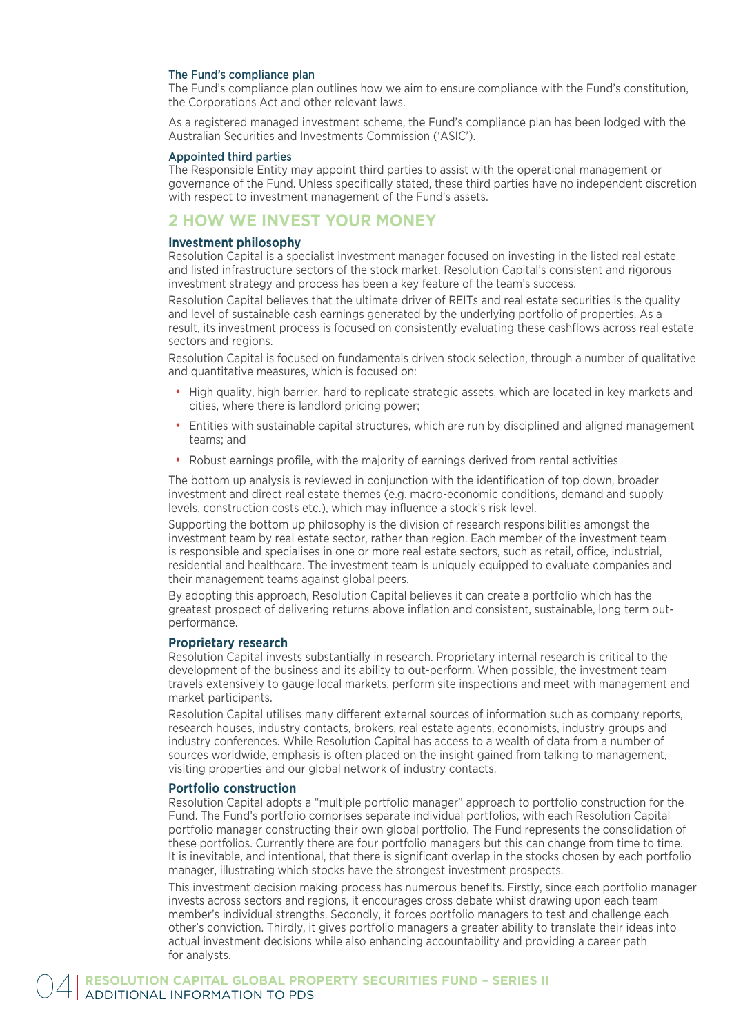### The Fund's compliance plan

The Fund's compliance plan outlines how we aim to ensure compliance with the Fund's constitution, the Corporations Act and other relevant laws.

As a registered managed investment scheme, the Fund's compliance plan has been lodged with the Australian Securities and Investments Commission ('ASIC').

### Appointed third parties

The Responsible Entity may appoint third parties to assist with the operational management or governance of the Fund. Unless specifically stated, these third parties have no independent discretion with respect to investment management of the Fund's assets.

## 2 HOW WE INVEST YOUR MONEY

### Investment philosophy

Resolution Capital is a specialist investment manager focused on investing in the listed real estate and listed infrastructure sectors of the stock market. Resolution Capital's consistent and rigorous investment strategy and process has been a key feature of the team's success.

Resolution Capital believes that the ultimate driver of REITs and real estate securities is the quality and level of sustainable cash earnings generated by the underlying portfolio of properties. As a result, its investment process is focused on consistently evaluating these cashflows across real estate sectors and regions.

Resolution Capital is focused on fundamentals driven stock selection, through a number of qualitative and quantitative measures, which is focused on:

- High quality, high barrier, hard to replicate strategic assets, which are located in key markets and cities, where there is landlord pricing power;
- Entities with sustainable capital structures, which are run by disciplined and aligned management teams; and
- Robust earnings profile, with the majority of earnings derived from rental activities

The bottom up analysis is reviewed in conjunction with the identification of top down, broader investment and direct real estate themes (e.g. macro-economic conditions, demand and supply levels, construction costs etc.), which may influence a stock's risk level.

Supporting the bottom up philosophy is the division of research responsibilities amongst the investment team by real estate sector, rather than region. Each member of the investment team is responsible and specialises in one or more real estate sectors, such as retail, office, industrial, residential and healthcare. The investment team is uniquely equipped to evaluate companies and their management teams against global peers.

By adopting this approach, Resolution Capital believes it can create a portfolio which has the greatest prospect of delivering returns above inflation and consistent, sustainable, long term out-performance.

### Proprietary research

Resolution Capital invests substantially in research. Proprietary internal research is critical to the development of the business and its ability to out-perform. When possible, the investment team travels extensively to gauge local markets, perform site inspections and meet with management and market participants.

Resolution Capital utilises many different external sources of information such as company reports, research houses, industry contacts, brokers, real estate agents, economists, industry groups and industry conferences. While Resolution Capital has access to a wealth of data from a number of sources worldwide, emphasis is often placed on the insight gained from talking to management, visiting properties and our global network of industry contacts.

### Portfolio construction

Resolution Capital adopts a "multiple portfolio manager" approach to portfolio construction for the Fund. The Fund's portfolio comprises separate individual portfolios, with each Resolution Capital portfolio manager constructing their own global portfolio. The Fund represents the consolidation of these portfolios. Currently there are four portfolio managers but this can change from time to time. It is inevitable, and intentional, that there is significant overlap in the stocks chosen by each portfolio manager, illustrating which stocks have the strongest investment prospects.

This investment decision making process has numerous benefits. Firstly, since each portfolio manager invests across sectors and regions, it encourages cross debate whilst drawing upon each team member's individual strengths. Secondly, it forces portfolio managers to test and challenge each other's conviction. Thirdly, it gives portfolio managers a greater ability to translate their ideas into actual investment decisions while also enhancing accountability and providing a career path for analysts.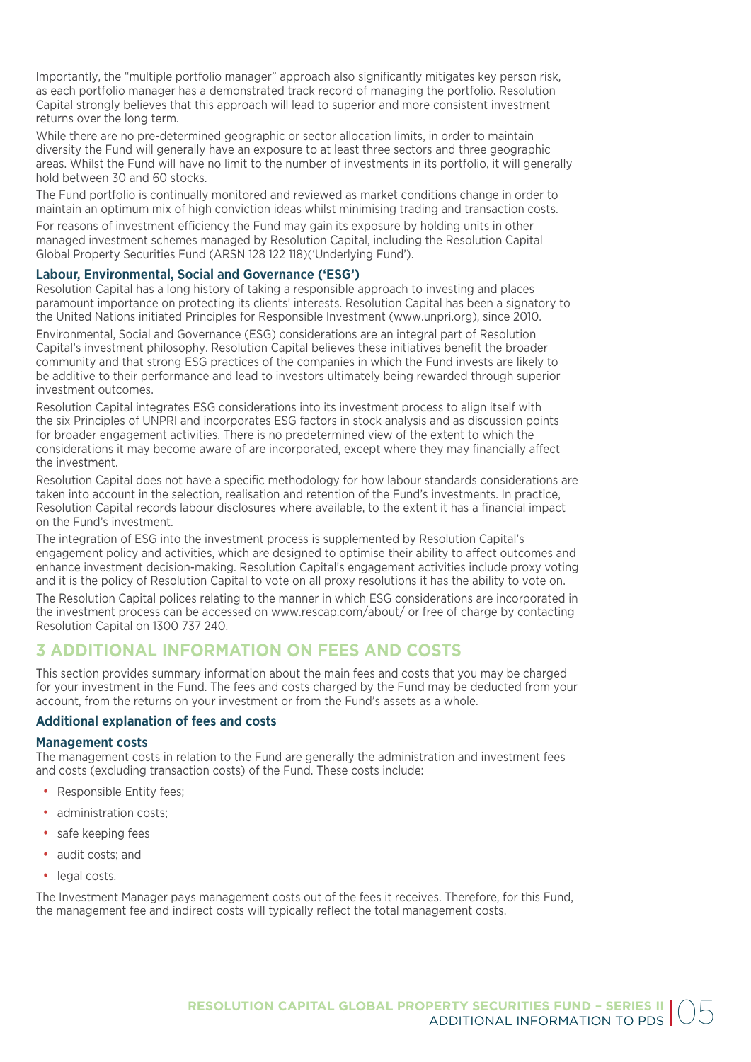Importantly, the "multiple portfolio manager" approach also significantly mitigates key person risk, as each portfolio manager has a demonstrated track record of managing the portfolio. Resolution Capital strongly believes that this approach will lead to superior and more consistent investment returns over the long term.

While there are no pre-determined geographic or sector allocation limits, in order to maintain diversity the Fund will generally have an exposure to at least three sectors and three geographic areas. Whilst the Fund will have no limit to the number of investments in its portfolio, it will generally hold between 30 and 60 stocks.

The Fund portfolio is continually monitored and reviewed as market conditions change in order to maintain an optimum mix of high conviction ideas whilst minimising trading and transaction costs.

For reasons of investment efficiency the Fund may gain its exposure by holding units in other managed investment schemes managed by Resolution Capital, including the Resolution Capital Global Property Securities Fund (ARSN 128 122 118)('Underlying Fund').

### Labour, Environmental, Social and Governance ('ESG')

Resolution Capital has a long history of taking a responsible approach to investing and places paramount importance on protecting its clients' interests. Resolution Capital has been a signatory to the United Nations initiated Principles for Responsible Investment (www.unpri.org), since 2010.

Environmental, Social and Governance (ESG) considerations are an integral part of Resolution Capital's investment philosophy. Resolution Capital believes these initiatives benefit the broader community and that strong ESG practices of the companies in which the Fund invests are likely to be additive to their performance and lead to investors ultimately being rewarded through superior investment outcomes.

Resolution Capital integrates ESG considerations into its investment process to align itself with the six Principles of UNPRI and incorporates ESG factors in stock analysis and as discussion points for broader engagement activities. There is no predetermined view of the extent to which the considerations it may become aware of are incorporated, except where they may financially affect the investment.

Resolution Capital does not have a specific methodology for how labour standards considerations are taken into account in the selection, realisation and retention of the Fund's investments. In practice, Resolution Capital records labour disclosures where available, to the extent it has a financial impact on the Fund's investment.

The integration of ESG into the investment process is supplemented by Resolution Capital's engagement policy and activities, which are designed to optimise their ability to affect outcomes and enhance investment decision-making. Resolution Capital's engagement activities include proxy voting and it is the policy of Resolution Capital to vote on all proxy resolutions it has the ability to vote on.

The Resolution Capital polices relating to the manner in which ESG considerations are incorporated in the investment process can be accessed on www.rescap.com/about/ or free of charge by contacting Resolution Capital on 1300 737 240.

## 3 ADDITIONAL INFORMATION ON FEES AND COSTS

This section provides summary information about the main fees and costs that you may be charged for your investment in the Fund. The fees and costs charged by the Fund may be deducted from your account, from the returns on your investment or from the Fund's assets as a whole.

### Additional explanation of fees and costs

#### Management costs

The management costs in relation to the Fund are generally the administration and investment fees and costs (excluding transaction costs) of the Fund. These costs include:

- Responsible Entity fees;
- administration costs;
- safe keeping fees
- audit costs; and
- legal costs.

The Investment Manager pays management costs out of the fees it receives. Therefore, for this Fund, the management fee and indirect costs will typically reflect the total management costs.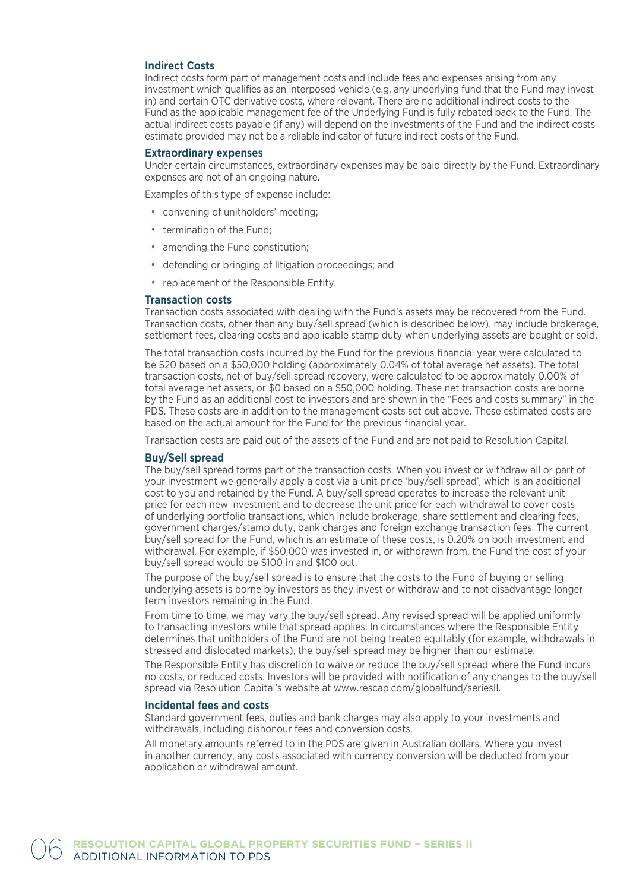### Indirect Costs

Indirect costs form part of management costs and include fees and expenses arising from any investment which qualifies as an interposed vehicle (e.g. any underlying fund that the Fund may invest in) and certain OTC derivative costs, where relevant. There are no additional indirect costs to the Fund as the applicable management fee of the Underlying Fund is fully rebated back to the Fund. The actual indirect costs payable (if any) will depend on the investments of the Fund and the indirect costs estimate provided may not be a reliable indicator of future indirect costs of the Fund.

### Extraordinary expenses

Under certain circumstances, extraordinary expenses may be paid directly by the Fund. Extraordinary expenses are not of an ongoing nature.

Examples of this type of expense include:

- convening of unitholders' meeting;
- termination of the Fund;
- amending the Fund constitution;
- defending or bringing of litigation proceedings; and
- replacement of the Responsible Entity.

### Transaction costs

Transaction costs associated with dealing with the Fund's assets may be recovered from the Fund. Transaction costs, other than any buy/sell spread (which is described below), may include brokerage, settlement fees, clearing costs and applicable stamp duty when underlying assets are bought or sold.

The total transaction costs incurred by the Fund for the previous financial year were calculated to be $20 based on a $50,000 holding (approximately 0.04% of total average net assets). The total transaction costs, net of buy/sell spread recovery, were calculated to be approximately 0.00% of total average net assets, or $0 based on a $50,000 holding. These net transaction costs are borne by the Fund as an additional cost to investors and are shown in the "Fees and costs summary" in the PDS. These costs are in addition to the management costs set out above. These estimated costs are based on the actual amount for the Fund for the previous financial year.

Transaction costs are paid out of the assets of the Fund and are not paid to Resolution Capital.

### Buy/Sell spread

The buy/sell spread forms part of the transaction costs. When you invest or withdraw all or part of your investment we generally apply a cost via a unit price 'buy/sell spread', which is an additional cost to you and retained by the Fund. A buy/sell spread operates to increase the relevant unit price for each new investment and to decrease the unit price for each withdrawal to cover costs of underlying portfolio transactions, which include brokerage, share settlement and clearing fees, government charges/stamp duty, bank charges and foreign exchange transaction fees. The current buy/sell spread for the Fund, which is an estimate of these costs, is 0.20% on both investment and withdrawal. For example, if $50,000 was invested in, or withdrawn from, the Fund the cost of your buy/sell spread would be $100 in and $100 out.

The purpose of the buy/sell spread is to ensure that the costs to the Fund of buying or selling underlying assets is borne by investors as they invest or withdraw and to not disadvantage longer term investors remaining in the Fund.

From time to time, we may vary the buy/sell spread. Any revised spread will be applied uniformly to transacting investors while that spread applies. In circumstances where the Responsible Entity determines that unitholders of the Fund are not being treated equitably (for example, withdrawals in stressed and dislocated markets), the buy/sell spread may be higher than our estimate.

The Responsible Entity has discretion to waive or reduce the buy/sell spread where the Fund incurs no costs, or reduced costs. Investors will be provided with notification of any changes to the buy/sell spread via Resolution Capital's website at www.rescap.com/globalfund/seriesII.

### Incidental fees and costs

Standard government fees, duties and bank charges may also apply to your investments and withdrawals, including dishonour fees and conversion costs.

All monetary amounts referred to in the PDS are given in Australian dollars. Where you invest in another currency, any costs associated with currency conversion will be deducted from your application or withdrawal amount.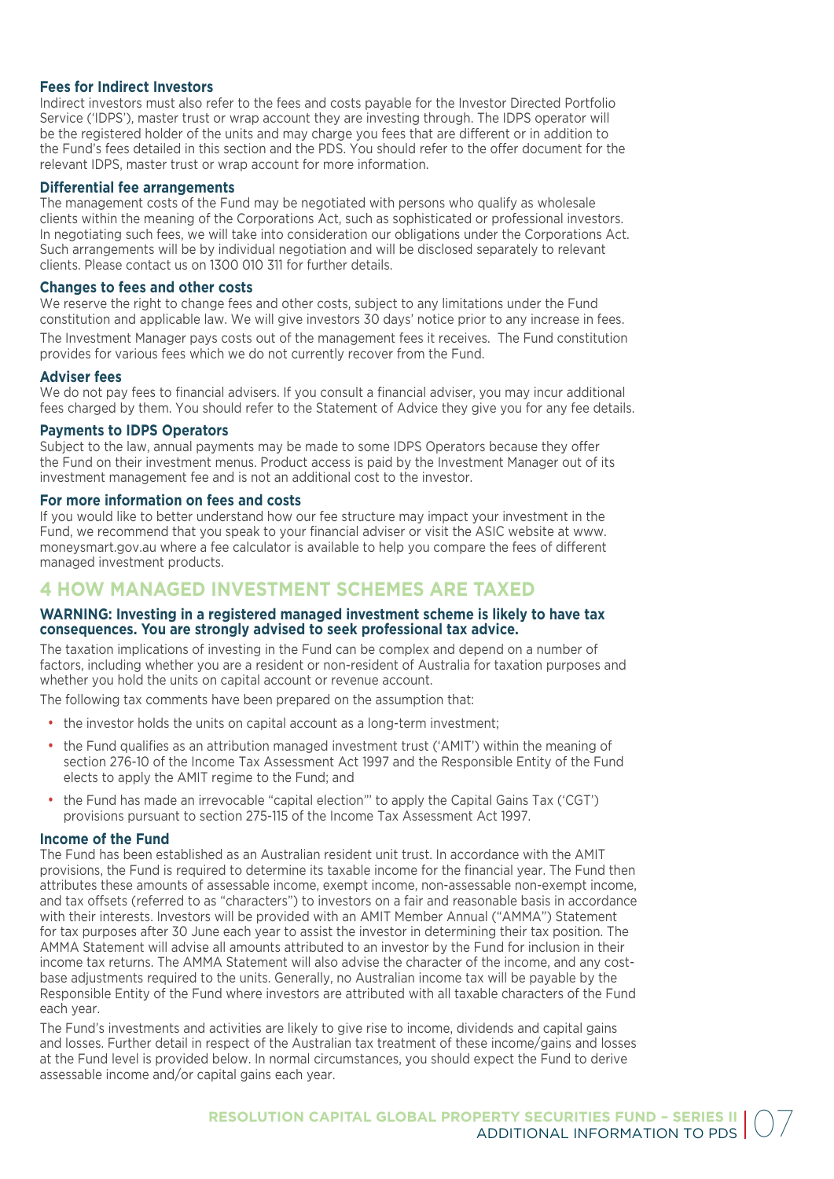### Fees for Indirect Investors

Indirect investors must also refer to the fees and costs payable for the Investor Directed Portfolio Service ('IDPS'), master trust or wrap account they are investing through. The IDPS operator will be the registered holder of the units and may charge you fees that are different or in addition to the Fund's fees detailed in this section and the PDS. You should refer to the offer document for the relevant IDPS, master trust or wrap account for more information.

### Differential fee arrangements

The management costs of the Fund may be negotiated with persons who qualify as wholesale clients within the meaning of the Corporations Act, such as sophisticated or professional investors. In negotiating such fees, we will take into consideration our obligations under the Corporations Act. Such arrangements will be by individual negotiation and will be disclosed separately to relevant clients. Please contact us on 1300 010 311 for further details.

### Changes to fees and other costs

We reserve the right to change fees and other costs, subject to any limitations under the Fund constitution and applicable law. We will give investors 30 days' notice prior to any increase in fees.

The Investment Manager pays costs out of the management fees it receives. The Fund constitution provides for various fees which we do not currently recover from the Fund.

### Adviser fees

We do not pay fees to financial advisers. If you consult a financial adviser, you may incur additional fees charged by them. You should refer to the Statement of Advice they give you for any fee details.

### Payments to IDPS Operators

Subject to the law, annual payments may be made to some IDPS Operators because they offer the Fund on their investment menus. Product access is paid by the Investment Manager out of its investment management fee and is not an additional cost to the investor.

### For more information on fees and costs

If you would like to better understand how our fee structure may impact your investment in the Fund, we recommend that you speak to your financial adviser or visit the ASIC website at www.moneysmart.gov.au where a fee calculator is available to help you compare the fees of different managed investment products.

## 4 HOW MANAGED INVESTMENT SCHEMES ARE TAXED

**WARNING: Investing in a registered managed investment scheme is likely to have tax consequences. You are strongly advised to seek professional tax advice.**

The taxation implications of investing in the Fund can be complex and depend on a number of factors, including whether you are a resident or non-resident of Australia for taxation purposes and whether you hold the units on capital account or revenue account.

The following tax comments have been prepared on the assumption that:

- the investor holds the units on capital account as a long-term investment;
- the Fund qualifies as an attribution managed investment trust ('AMIT') within the meaning of section 276-10 of the Income Tax Assessment Act 1997 and the Responsible Entity of the Fund elects to apply the AMIT regime to the Fund; and
- the Fund has made an irrevocable "capital election"' to apply the Capital Gains Tax ('CGT') provisions pursuant to section 275-115 of the Income Tax Assessment Act 1997.

### Income of the Fund

The Fund has been established as an Australian resident unit trust. In accordance with the AMIT provisions, the Fund is required to determine its taxable income for the financial year. The Fund then attributes these amounts of assessable income, exempt income, non-assessable non-exempt income, and tax offsets (referred to as "characters") to investors on a fair and reasonable basis in accordance with their interests. Investors will be provided with an AMIT Member Annual ("AMMA") Statement for tax purposes after 30 June each year to assist the investor in determining their tax position. The AMMA Statement will advise all amounts attributed to an investor by the Fund for inclusion in their income tax returns. The AMMA Statement will also advise the character of the income, and any cost-base adjustments required to the units. Generally, no Australian income tax will be payable by the Responsible Entity of the Fund where investors are attributed with all taxable characters of the Fund each year.

The Fund's investments and activities are likely to give rise to income, dividends and capital gains and losses. Further detail in respect of the Australian tax treatment of these income/gains and losses at the Fund level is provided below. In normal circumstances, you should expect the Fund to derive assessable income and/or capital gains each year.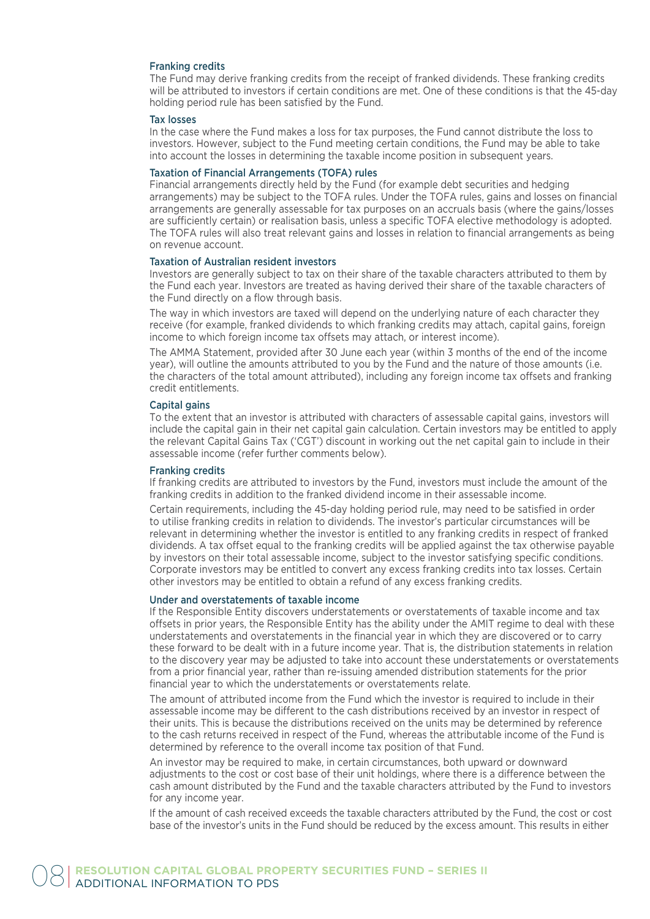### Franking credits

The Fund may derive franking credits from the receipt of franked dividends. These franking credits will be attributed to investors if certain conditions are met. One of these conditions is that the 45-day holding period rule has been satisfied by the Fund.

### Tax losses

In the case where the Fund makes a loss for tax purposes, the Fund cannot distribute the loss to investors. However, subject to the Fund meeting certain conditions, the Fund may be able to take into account the losses in determining the taxable income position in subsequent years.

### Taxation of Financial Arrangements (TOFA) rules

Financial arrangements directly held by the Fund (for example debt securities and hedging arrangements) may be subject to the TOFA rules. Under the TOFA rules, gains and losses on financial arrangements are generally assessable for tax purposes on an accruals basis (where the gains/losses are sufficiently certain) or realisation basis, unless a specific TOFA elective methodology is adopted. The TOFA rules will also treat relevant gains and losses in relation to financial arrangements as being on revenue account.

### Taxation of Australian resident investors

Investors are generally subject to tax on their share of the taxable characters attributed to them by the Fund each year. Investors are treated as having derived their share of the taxable characters of the Fund directly on a flow through basis.

The way in which investors are taxed will depend on the underlying nature of each character they receive (for example, franked dividends to which franking credits may attach, capital gains, foreign income to which foreign income tax offsets may attach, or interest income).

The AMMA Statement, provided after 30 June each year (within 3 months of the end of the income year), will outline the amounts attributed to you by the Fund and the nature of those amounts (i.e. the characters of the total amount attributed), including any foreign income tax offsets and franking credit entitlements.

### Capital gains

To the extent that an investor is attributed with characters of assessable capital gains, investors will include the capital gain in their net capital gain calculation. Certain investors may be entitled to apply the relevant Capital Gains Tax ('CGT') discount in working out the net capital gain to include in their assessable income (refer further comments below).

### Franking credits

If franking credits are attributed to investors by the Fund, investors must include the amount of the franking credits in addition to the franked dividend income in their assessable income.

Certain requirements, including the 45-day holding period rule, may need to be satisfied in order to utilise franking credits in relation to dividends. The investor's particular circumstances will be relevant in determining whether the investor is entitled to any franking credits in respect of franked dividends. A tax offset equal to the franking credits will be applied against the tax otherwise payable by investors on their total assessable income, subject to the investor satisfying specific conditions. Corporate investors may be entitled to convert any excess franking credits into tax losses. Certain other investors may be entitled to obtain a refund of any excess franking credits.

### Under and overstatements of taxable income

If the Responsible Entity discovers understatements or overstatements of taxable income and tax offsets in prior years, the Responsible Entity has the ability under the AMIT regime to deal with these understatements and overstatements in the financial year in which they are discovered or to carry these forward to be dealt with in a future income year. That is, the distribution statements in relation to the discovery year may be adjusted to take into account these understatements or overstatements from a prior financial year, rather than re-issuing amended distribution statements for the prior financial year to which the understatements or overstatements relate.

The amount of attributed income from the Fund which the investor is required to include in their assessable income may be different to the cash distributions received by an investor in respect of their units. This is because the distributions received on the units may be determined by reference to the cash returns received in respect of the Fund, whereas the attributable income of the Fund is determined by reference to the overall income tax position of that Fund.

An investor may be required to make, in certain circumstances, both upward or downward adjustments to the cost or cost base of their unit holdings, where there is a difference between the cash amount distributed by the Fund and the taxable characters attributed by the Fund to investors for any income year.

If the amount of cash received exceeds the taxable characters attributed by the Fund, the cost or cost base of the investor's units in the Fund should be reduced by the excess amount. This results in either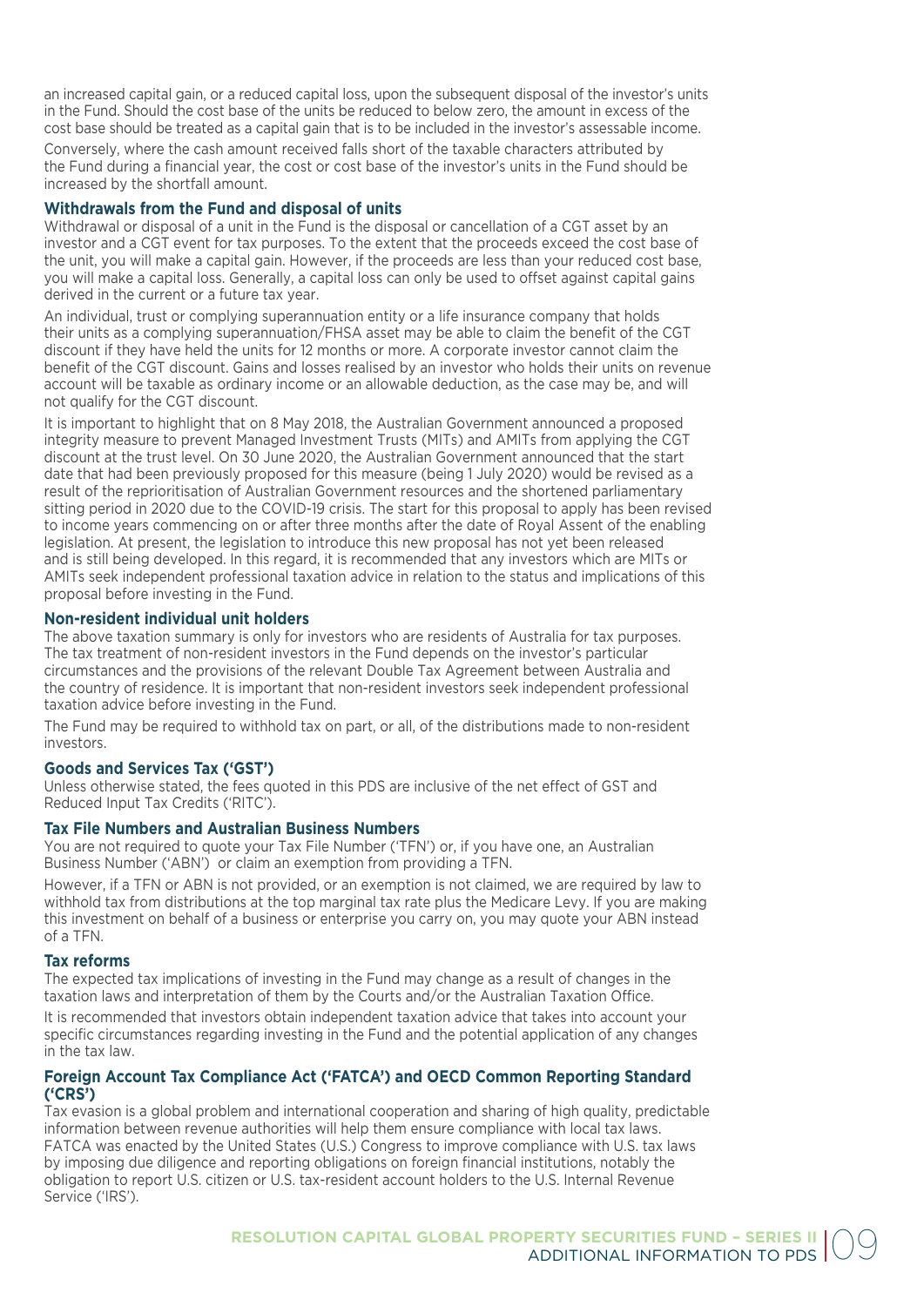an increased capital gain, or a reduced capital loss, upon the subsequent disposal of the investor's units in the Fund. Should the cost base of the units be reduced to below zero, the amount in excess of the cost base should be treated as a capital gain that is to be included in the investor's assessable income.

Conversely, where the cash amount received falls short of the taxable characters attributed by the Fund during a financial year, the cost or cost base of the investor's units in the Fund should be increased by the shortfall amount.

### Withdrawals from the Fund and disposal of units

Withdrawal or disposal of a unit in the Fund is the disposal or cancellation of a CGT asset by an investor and a CGT event for tax purposes. To the extent that the proceeds exceed the cost base of the unit, you will make a capital gain. However, if the proceeds are less than your reduced cost base, you will make a capital loss. Generally, a capital loss can only be used to offset against capital gains derived in the current or a future tax year.

An individual, trust or complying superannuation entity or a life insurance company that holds their units as a complying superannuation/FHSA asset may be able to claim the benefit of the CGT discount if they have held the units for 12 months or more. A corporate investor cannot claim the benefit of the CGT discount. Gains and losses realised by an investor who holds their units on revenue account will be taxable as ordinary income or an allowable deduction, as the case may be, and will not qualify for the CGT discount.

It is important to highlight that on 8 May 2018, the Australian Government announced a proposed integrity measure to prevent Managed Investment Trusts (MITs) and AMITs from applying the CGT discount at the trust level. On 30 June 2020, the Australian Government announced that the start date that had been previously proposed for this measure (being 1 July 2020) would be revised as a result of the reprioritisation of Australian Government resources and the shortened parliamentary sitting period in 2020 due to the COVID-19 crisis. The start for this proposal to apply has been revised to income years commencing on or after three months after the date of Royal Assent of the enabling legislation. At present, the legislation to introduce this new proposal has not yet been released and is still being developed. In this regard, it is recommended that any investors which are MITs or AMITs seek independent professional taxation advice in relation to the status and implications of this proposal before investing in the Fund.

### Non-resident individual unit holders

The above taxation summary is only for investors who are residents of Australia for tax purposes. The tax treatment of non-resident investors in the Fund depends on the investor's particular circumstances and the provisions of the relevant Double Tax Agreement between Australia and the country of residence. It is important that non-resident investors seek independent professional taxation advice before investing in the Fund.

The Fund may be required to withhold tax on part, or all, of the distributions made to non-resident investors.

### Goods and Services Tax ('GST')

Unless otherwise stated, the fees quoted in this PDS are inclusive of the net effect of GST and Reduced Input Tax Credits ('RITC').

### Tax File Numbers and Australian Business Numbers

You are not required to quote your Tax File Number ('TFN') or, if you have one, an Australian Business Number ('ABN') or claim an exemption from providing a TFN.

However, if a TFN or ABN is not provided, or an exemption is not claimed, we are required by law to withhold tax from distributions at the top marginal tax rate plus the Medicare Levy. If you are making this investment on behalf of a business or enterprise you carry on, you may quote your ABN instead of a TFN.

### Tax reforms

The expected tax implications of investing in the Fund may change as a result of changes in the taxation laws and interpretation of them by the Courts and/or the Australian Taxation Office.

It is recommended that investors obtain independent taxation advice that takes into account your specific circumstances regarding investing in the Fund and the potential application of any changes in the tax law.

### Foreign Account Tax Compliance Act ('FATCA') and OECD Common Reporting Standard ('CRS')

Tax evasion is a global problem and international cooperation and sharing of high quality, predictable information between revenue authorities will help them ensure compliance with local tax laws. FATCA was enacted by the United States (U.S.) Congress to improve compliance with U.S. tax laws by imposing due diligence and reporting obligations on foreign financial institutions, notably the obligation to report U.S. citizen or U.S. tax-resident account holders to the U.S. Internal Revenue Service ('IRS').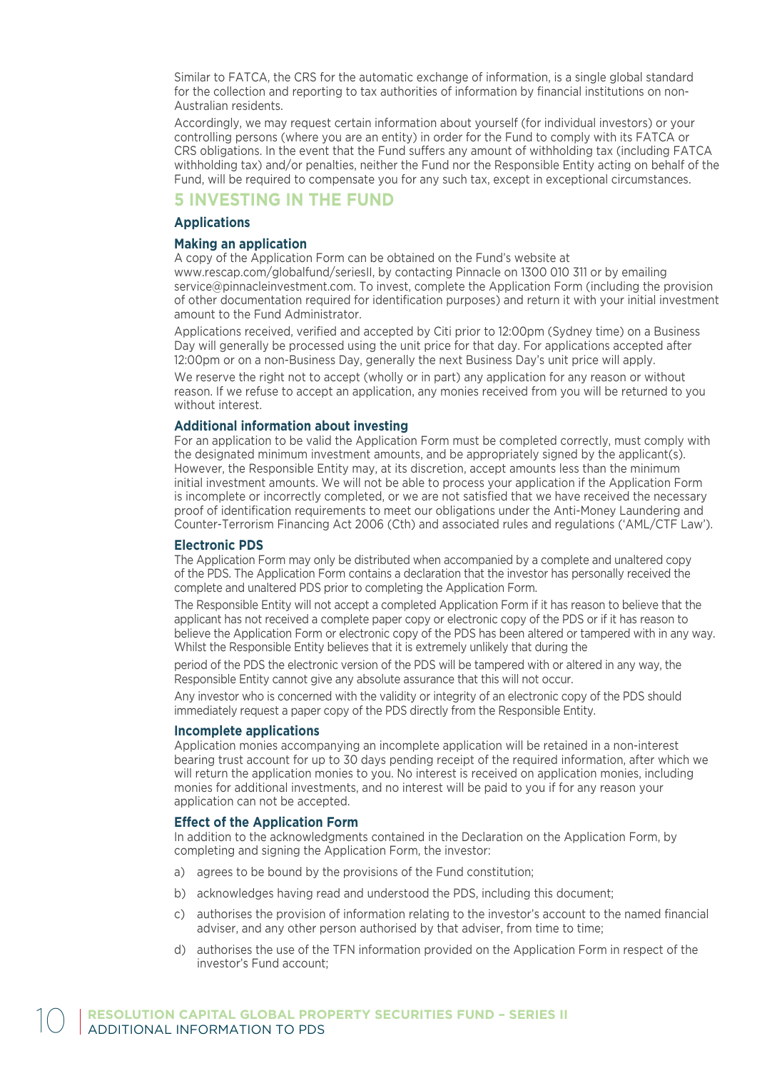Similar to FATCA, the CRS for the automatic exchange of information, is a single global standard for the collection and reporting to tax authorities of information by financial institutions on non-Australian residents.

Accordingly, we may request certain information about yourself (for individual investors) or your controlling persons (where you are an entity) in order for the Fund to comply with its FATCA or CRS obligations. In the event that the Fund suffers any amount of withholding tax (including FATCA withholding tax) and/or penalties, neither the Fund nor the Responsible Entity acting on behalf of the Fund, will be required to compensate you for any such tax, except in exceptional circumstances.

## 5 INVESTING IN THE FUND

### Applications

#### Making an application

A copy of the Application Form can be obtained on the Fund's website at www.rescap.com/globalfund/seriesII, by contacting Pinnacle on 1300 010 311 or by emailing service@pinnacleinvestment.com. To invest, complete the Application Form (including the provision of other documentation required for identification purposes) and return it with your initial investment amount to the Fund Administrator.

Applications received, verified and accepted by Citi prior to 12:00pm (Sydney time) on a Business Day will generally be processed using the unit price for that day. For applications accepted after 12:00pm or on a non-Business Day, generally the next Business Day's unit price will apply.

We reserve the right not to accept (wholly or in part) any application for any reason or without reason. If we refuse to accept an application, any monies received from you will be returned to you without interest.

#### Additional information about investing

For an application to be valid the Application Form must be completed correctly, must comply with the designated minimum investment amounts, and be appropriately signed by the applicant(s). However, the Responsible Entity may, at its discretion, accept amounts less than the minimum initial investment amounts. We will not be able to process your application if the Application Form is incomplete or incorrectly completed, or we are not satisfied that we have received the necessary proof of identification requirements to meet our obligations under the Anti-Money Laundering and Counter-Terrorism Financing Act 2006 (Cth) and associated rules and regulations ('AML/CTF Law').

#### Electronic PDS

The Application Form may only be distributed when accompanied by a complete and unaltered copy of the PDS. The Application Form contains a declaration that the investor has personally received the complete and unaltered PDS prior to completing the Application Form.

The Responsible Entity will not accept a completed Application Form if it has reason to believe that the applicant has not received a complete paper copy or electronic copy of the PDS or if it has reason to believe the Application Form or electronic copy of the PDS has been altered or tampered with in any way. Whilst the Responsible Entity believes that it is extremely unlikely that during the period of the PDS the electronic version of the PDS will be tampered with or altered in any way, the Responsible Entity cannot give any absolute assurance that this will not occur.

Any investor who is concerned with the validity or integrity of an electronic copy of the PDS should immediately request a paper copy of the PDS directly from the Responsible Entity.

#### Incomplete applications

Application monies accompanying an incomplete application will be retained in a non-interest bearing trust account for up to 30 days pending receipt of the required information, after which we will return the application monies to you. No interest is received on application monies, including monies for additional investments, and no interest will be paid to you if for any reason your application can not be accepted.

#### Effect of the Application Form

In addition to the acknowledgments contained in the Declaration on the Application Form, by completing and signing the Application Form, the investor:

a) agrees to be bound by the provisions of the Fund constitution;

b) acknowledges having read and understood the PDS, including this document;

c) authorises the provision of information relating to the investor's account to the named financial adviser, and any other person authorised by that adviser, from time to time;

d) authorises the use of the TFN information provided on the Application Form in respect of the investor's Fund account;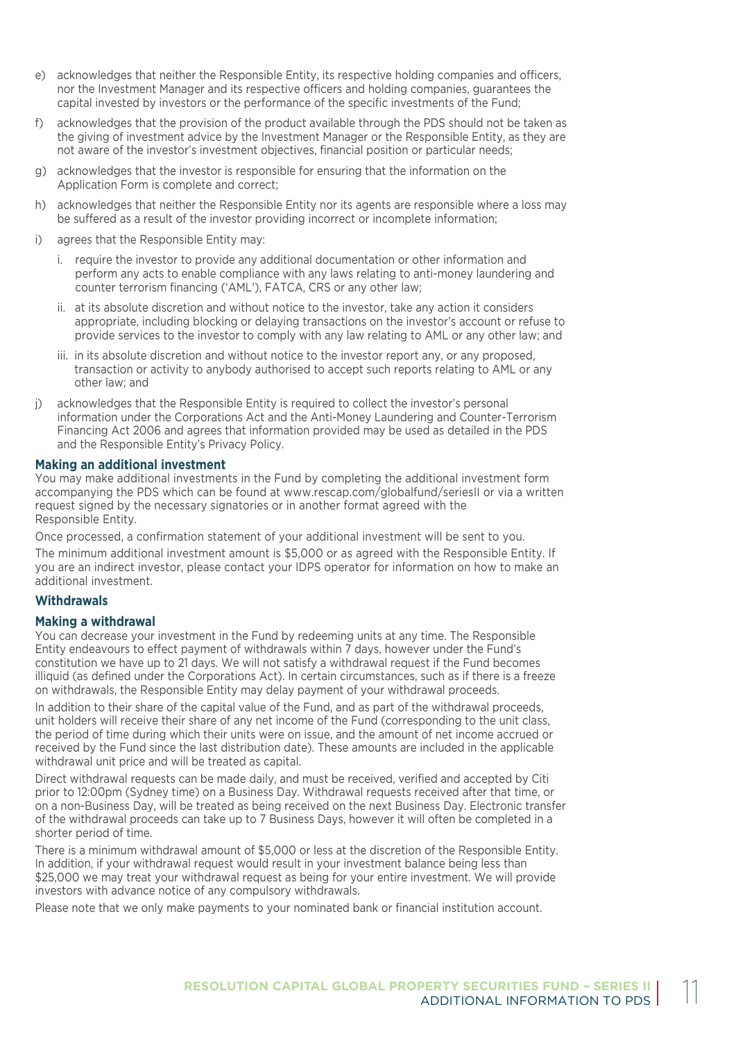e) acknowledges that neither the Responsible Entity, its respective holding companies and officers, nor the Investment Manager and its respective officers and holding companies, guarantees the capital invested by investors or the performance of the specific investments of the Fund;

f) acknowledges that the provision of the product available through the PDS should not be taken as the giving of investment advice by the Investment Manager or the Responsible Entity, as they are not aware of the investor's investment objectives, financial position or particular needs;

g) acknowledges that the investor is responsible for ensuring that the information on the Application Form is complete and correct;

h) acknowledges that neither the Responsible Entity nor its agents are responsible where a loss may be suffered as a result of the investor providing incorrect or incomplete information;

i) agrees that the Responsible Entity may:

   i. require the investor to provide any additional documentation or other information and perform any acts to enable compliance with any laws relating to anti-money laundering and counter terrorism financing ('AML'), FATCA, CRS or any other law;

   ii. at its absolute discretion and without notice to the investor, take any action it considers appropriate, including blocking or delaying transactions on the investor's account or refuse to provide services to the investor to comply with any law relating to AML or any other law; and

   iii. in its absolute discretion and without notice to the investor report any, or any proposed, transaction or activity to anybody authorised to accept such reports relating to AML or any other law; and

j) acknowledges that the Responsible Entity is required to collect the investor's personal information under the Corporations Act and the Anti-Money Laundering and Counter-Terrorism Financing Act 2006 and agrees that information provided may be used as detailed in the PDS and the Responsible Entity's Privacy Policy.

### Making an additional investment

You may make additional investments in the Fund by completing the additional investment form accompanying the PDS which can be found at www.rescap.com/globalfund/seriesII or via a written request signed by the necessary signatories or in another format agreed with the Responsible Entity.

Once processed, a confirmation statement of your additional investment will be sent to you.

The minimum additional investment amount is $5,000 or as agreed with the Responsible Entity. If you are an indirect investor, please contact your IDPS operator for information on how to make an additional investment.

## Withdrawals

### Making a withdrawal

You can decrease your investment in the Fund by redeeming units at any time. The Responsible Entity endeavours to effect payment of withdrawals within 7 days, however under the Fund's constitution we have up to 21 days. We will not satisfy a withdrawal request if the Fund becomes illiquid (as defined under the Corporations Act). In certain circumstances, such as if there is a freeze on withdrawals, the Responsible Entity may delay payment of your withdrawal proceeds.

In addition to their share of the capital value of the Fund, and as part of the withdrawal proceeds, unit holders will receive their share of any net income of the Fund (corresponding to the unit class, the period of time during which their units were on issue, and the amount of net income accrued or received by the Fund since the last distribution date). These amounts are included in the applicable withdrawal unit price and will be treated as capital.

Direct withdrawal requests can be made daily, and must be received, verified and accepted by Citi prior to 12:00pm (Sydney time) on a Business Day. Withdrawal requests received after that time, or on a non-Business Day, will be treated as being received on the next Business Day. Electronic transfer of the withdrawal proceeds can take up to 7 Business Days, however it will often be completed in a shorter period of time.

There is a minimum withdrawal amount of $5,000 or less at the discretion of the Responsible Entity. In addition, if your withdrawal request would result in your investment balance being less than $25,000 we may treat your withdrawal request as being for your entire investment. We will provide investors with advance notice of any compulsory withdrawals.

Please note that we only make payments to your nominated bank or financial institution account.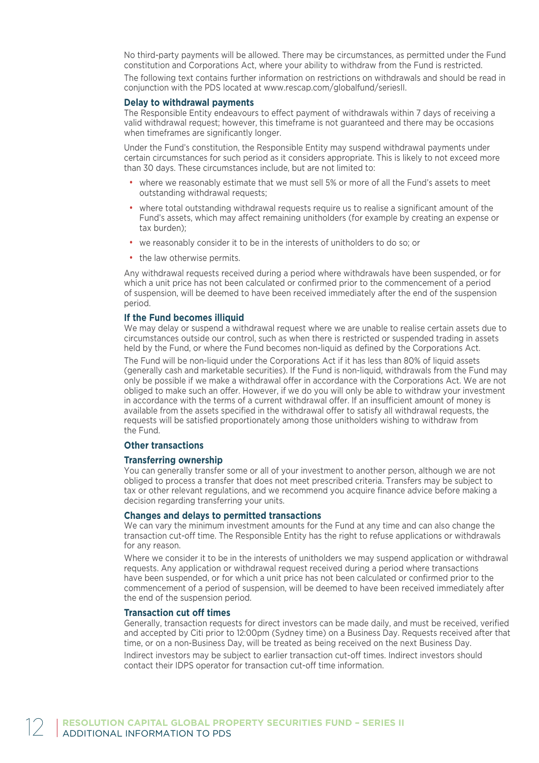No third-party payments will be allowed. There may be circumstances, as permitted under the Fund constitution and Corporations Act, where your ability to withdraw from the Fund is restricted.

The following text contains further information on restrictions on withdrawals and should be read in conjunction with the PDS located at www.rescap.com/globalfund/seriesII.

### Delay to withdrawal payments

The Responsible Entity endeavours to effect payment of withdrawals within 7 days of receiving a valid withdrawal request; however, this timeframe is not guaranteed and there may be occasions when timeframes are significantly longer.

Under the Fund's constitution, the Responsible Entity may suspend withdrawal payments under certain circumstances for such period as it considers appropriate. This is likely to not exceed more than 30 days. These circumstances include, but are not limited to:

- where we reasonably estimate that we must sell 5% or more of all the Fund's assets to meet outstanding withdrawal requests;
- where total outstanding withdrawal requests require us to realise a significant amount of the Fund's assets, which may affect remaining unitholders (for example by creating an expense or tax burden);
- we reasonably consider it to be in the interests of unitholders to do so; or
- the law otherwise permits.

Any withdrawal requests received during a period where withdrawals have been suspended, or for which a unit price has not been calculated or confirmed prior to the commencement of a period of suspension, will be deemed to have been received immediately after the end of the suspension period.

### If the Fund becomes illiquid

We may delay or suspend a withdrawal request where we are unable to realise certain assets due to circumstances outside our control, such as when there is restricted or suspended trading in assets held by the Fund, or where the Fund becomes non-liquid as defined by the Corporations Act.

The Fund will be non-liquid under the Corporations Act if it has less than 80% of liquid assets (generally cash and marketable securities). If the Fund is non-liquid, withdrawals from the Fund may only be possible if we make a withdrawal offer in accordance with the Corporations Act. We are not obliged to make such an offer. However, if we do you will only be able to withdraw your investment in accordance with the terms of a current withdrawal offer. If an insufficient amount of money is available from the assets specified in the withdrawal offer to satisfy all withdrawal requests, the requests will be satisfied proportionately among those unitholders wishing to withdraw from the Fund.

### Other transactions

### Transferring ownership

You can generally transfer some or all of your investment to another person, although we are not obliged to process a transfer that does not meet prescribed criteria. Transfers may be subject to tax or other relevant regulations, and we recommend you acquire finance advice before making a decision regarding transferring your units.

### Changes and delays to permitted transactions

We can vary the minimum investment amounts for the Fund at any time and can also change the transaction cut-off time. The Responsible Entity has the right to refuse applications or withdrawals for any reason.

Where we consider it to be in the interests of unitholders we may suspend application or withdrawal requests. Any application or withdrawal request received during a period where transactions have been suspended, or for which a unit price has not been calculated or confirmed prior to the commencement of a period of suspension, will be deemed to have been received immediately after the end of the suspension period.

### Transaction cut off times

Generally, transaction requests for direct investors can be made daily, and must be received, verified and accepted by Citi prior to 12:00pm (Sydney time) on a Business Day. Requests received after that time, or on a non-Business Day, will be treated as being received on the next Business Day.

Indirect investors may be subject to earlier transaction cut-off times. Indirect investors should contact their IDPS operator for transaction cut-off time information.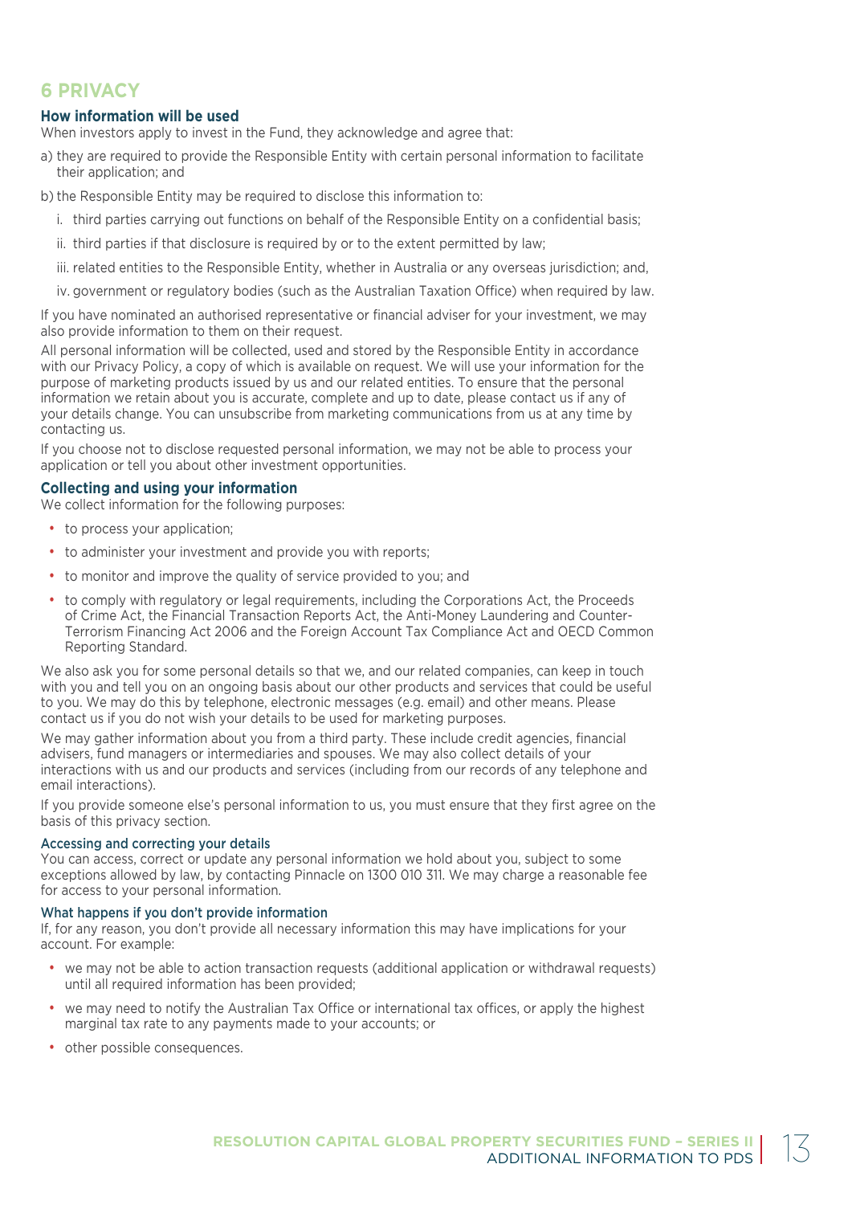# 6 PRIVACY

### How information will be used

When investors apply to invest in the Fund, they acknowledge and agree that:

a) they are required to provide the Responsible Entity with certain personal information to facilitate their application; and

b) the Responsible Entity may be required to disclose this information to:

i. third parties carrying out functions on behalf of the Responsible Entity on a confidential basis;

ii. third parties if that disclosure is required by or to the extent permitted by law;

iii. related entities to the Responsible Entity, whether in Australia or any overseas jurisdiction; and,

iv. government or regulatory bodies (such as the Australian Taxation Office) when required by law.

If you have nominated an authorised representative or financial adviser for your investment, we may also provide information to them on their request.

All personal information will be collected, used and stored by the Responsible Entity in accordance with our Privacy Policy, a copy of which is available on request. We will use your information for the purpose of marketing products issued by us and our related entities. To ensure that the personal information we retain about you is accurate, complete and up to date, please contact us if any of your details change. You can unsubscribe from marketing communications from us at any time by contacting us.

If you choose not to disclose requested personal information, we may not be able to process your application or tell you about other investment opportunities.

### Collecting and using your information

We collect information for the following purposes:

- to process your application;
- to administer your investment and provide you with reports;
- to monitor and improve the quality of service provided to you; and
- to comply with regulatory or legal requirements, including the Corporations Act, the Proceeds of Crime Act, the Financial Transaction Reports Act, the Anti-Money Laundering and Counter-Terrorism Financing Act 2006 and the Foreign Account Tax Compliance Act and OECD Common Reporting Standard.

We also ask you for some personal details so that we, and our related companies, can keep in touch with you and tell you on an ongoing basis about our other products and services that could be useful to you. We may do this by telephone, electronic messages (e.g. email) and other means. Please contact us if you do not wish your details to be used for marketing purposes.

We may gather information about you from a third party. These include credit agencies, financial advisers, fund managers or intermediaries and spouses. We may also collect details of your interactions with us and our products and services (including from our records of any telephone and email interactions).

If you provide someone else's personal information to us, you must ensure that they first agree on the basis of this privacy section.

#### Accessing and correcting your details

You can access, correct or update any personal information we hold about you, subject to some exceptions allowed by law, by contacting Pinnacle on 1300 010 311. We may charge a reasonable fee for access to your personal information.

#### What happens if you don't provide information

If, for any reason, you don't provide all necessary information this may have implications for your account. For example:

- we may not be able to action transaction requests (additional application or withdrawal requests) until all required information has been provided;
- we may need to notify the Australian Tax Office or international tax offices, or apply the highest marginal tax rate to any payments made to your accounts; or
- other possible consequences.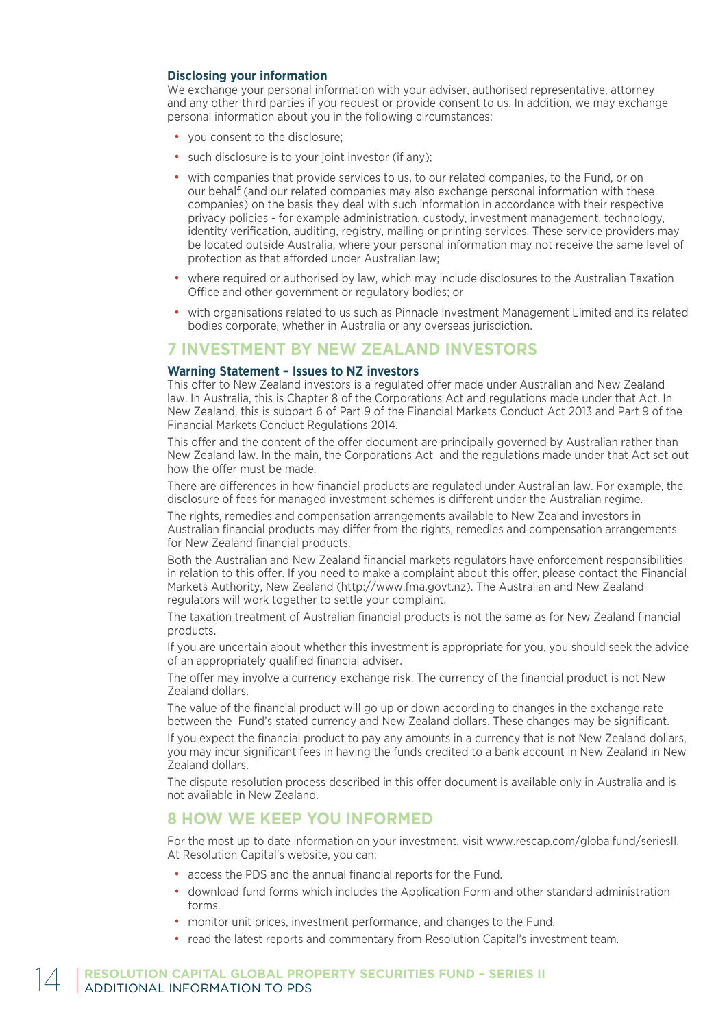### Disclosing your information

We exchange your personal information with your adviser, authorised representative, attorney and any other third parties if you request or provide consent to us. In addition, we may exchange personal information about you in the following circumstances:

- you consent to the disclosure;
- such disclosure is to your joint investor (if any);
- with companies that provide services to us, to our related companies, to the Fund, or on our behalf (and our related companies may also exchange personal information with these companies) on the basis they deal with such information in accordance with their respective privacy policies - for example administration, custody, investment management, technology, identity verification, auditing, registry, mailing or printing services. These service providers may be located outside Australia, where your personal information may not receive the same level of protection as that afforded under Australian law;
- where required or authorised by law, which may include disclosures to the Australian Taxation Office and other government or regulatory bodies; or
- with organisations related to us such as Pinnacle Investment Management Limited and its related bodies corporate, whether in Australia or any overseas jurisdiction.

## 7 INVESTMENT BY NEW ZEALAND INVESTORS

### Warning Statement – Issues to NZ investors

This offer to New Zealand investors is a regulated offer made under Australian and New Zealand law. In Australia, this is Chapter 8 of the Corporations Act and regulations made under that Act. In New Zealand, this is subpart 6 of Part 9 of the Financial Markets Conduct Act 2013 and Part 9 of the Financial Markets Conduct Regulations 2014.

This offer and the content of the offer document are principally governed by Australian rather than New Zealand law. In the main, the Corporations Act and the regulations made under that Act set out how the offer must be made.

There are differences in how financial products are regulated under Australian law. For example, the disclosure of fees for managed investment schemes is different under the Australian regime.

The rights, remedies and compensation arrangements available to New Zealand investors in Australian financial products may differ from the rights, remedies and compensation arrangements for New Zealand financial products.

Both the Australian and New Zealand financial markets regulators have enforcement responsibilities in relation to this offer. If you need to make a complaint about this offer, please contact the Financial Markets Authority, New Zealand (http://www.fma.govt.nz). The Australian and New Zealand regulators will work together to settle your complaint.

The taxation treatment of Australian financial products is not the same as for New Zealand financial products.

If you are uncertain about whether this investment is appropriate for you, you should seek the advice of an appropriately qualified financial adviser.

The offer may involve a currency exchange risk. The currency of the financial product is not New Zealand dollars.

The value of the financial product will go up or down according to changes in the exchange rate between the Fund's stated currency and New Zealand dollars. These changes may be significant.

If you expect the financial product to pay any amounts in a currency that is not New Zealand dollars, you may incur significant fees in having the funds credited to a bank account in New Zealand in New Zealand dollars.

The dispute resolution process described in this offer document is available only in Australia and is not available in New Zealand.

## 8 HOW WE KEEP YOU INFORMED

For the most up to date information on your investment, visit www.rescap.com/globalfund/seriesII. At Resolution Capital's website, you can:

- access the PDS and the annual financial reports for the Fund.
- download fund forms which includes the Application Form and other standard administration forms.
- monitor unit prices, investment performance, and changes to the Fund.
- read the latest reports and commentary from Resolution Capital's investment team.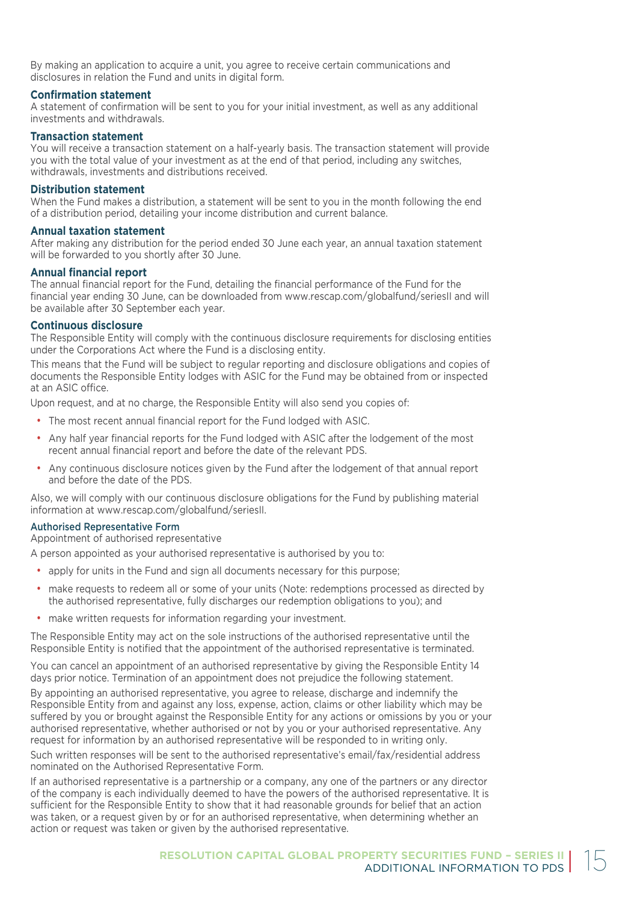By making an application to acquire a unit, you agree to receive certain communications and disclosures in relation the Fund and units in digital form.

### Confirmation statement

A statement of confirmation will be sent to you for your initial investment, as well as any additional investments and withdrawals.

### Transaction statement

You will receive a transaction statement on a half-yearly basis. The transaction statement will provide you with the total value of your investment as at the end of that period, including any switches, withdrawals, investments and distributions received.

### Distribution statement

When the Fund makes a distribution, a statement will be sent to you in the month following the end of a distribution period, detailing your income distribution and current balance.

### Annual taxation statement

After making any distribution for the period ended 30 June each year, an annual taxation statement will be forwarded to you shortly after 30 June.

### Annual financial report

The annual financial report for the Fund, detailing the financial performance of the Fund for the financial year ending 30 June, can be downloaded from www.rescap.com/globalfund/seriesII and will be available after 30 September each year.

### Continuous disclosure

The Responsible Entity will comply with the continuous disclosure requirements for disclosing entities under the Corporations Act where the Fund is a disclosing entity.

This means that the Fund will be subject to regular reporting and disclosure obligations and copies of documents the Responsible Entity lodges with ASIC for the Fund may be obtained from or inspected at an ASIC office.

Upon request, and at no charge, the Responsible Entity will also send you copies of:

- The most recent annual financial report for the Fund lodged with ASIC.
- Any half year financial reports for the Fund lodged with ASIC after the lodgement of the most recent annual financial report and before the date of the relevant PDS.
- Any continuous disclosure notices given by the Fund after the lodgement of that annual report and before the date of the PDS.

Also, we will comply with our continuous disclosure obligations for the Fund by publishing material information at www.rescap.com/globalfund/seriesII.

#### Authorised Representative Form

Appointment of authorised representative

A person appointed as your authorised representative is authorised by you to:

- apply for units in the Fund and sign all documents necessary for this purpose;
- make requests to redeem all or some of your units (Note: redemptions processed as directed by the authorised representative, fully discharges our redemption obligations to you); and
- make written requests for information regarding your investment.

The Responsible Entity may act on the sole instructions of the authorised representative until the Responsible Entity is notified that the appointment of the authorised representative is terminated.

You can cancel an appointment of an authorised representative by giving the Responsible Entity 14 days prior notice. Termination of an appointment does not prejudice the following statement.

By appointing an authorised representative, you agree to release, discharge and indemnify the Responsible Entity from and against any loss, expense, action, claims or other liability which may be suffered by you or brought against the Responsible Entity for any actions or omissions by you or your authorised representative, whether authorised or not by you or your authorised representative. Any request for information by an authorised representative will be responded to in writing only.

Such written responses will be sent to the authorised representative's email/fax/residential address nominated on the Authorised Representative Form.

If an authorised representative is a partnership or a company, any one of the partners or any director of the company is each individually deemed to have the powers of the authorised representative. It is sufficient for the Responsible Entity to show that it had reasonable grounds for belief that an action was taken, or a request given by or for an authorised representative, when determining whether an action or request was taken or given by the authorised representative.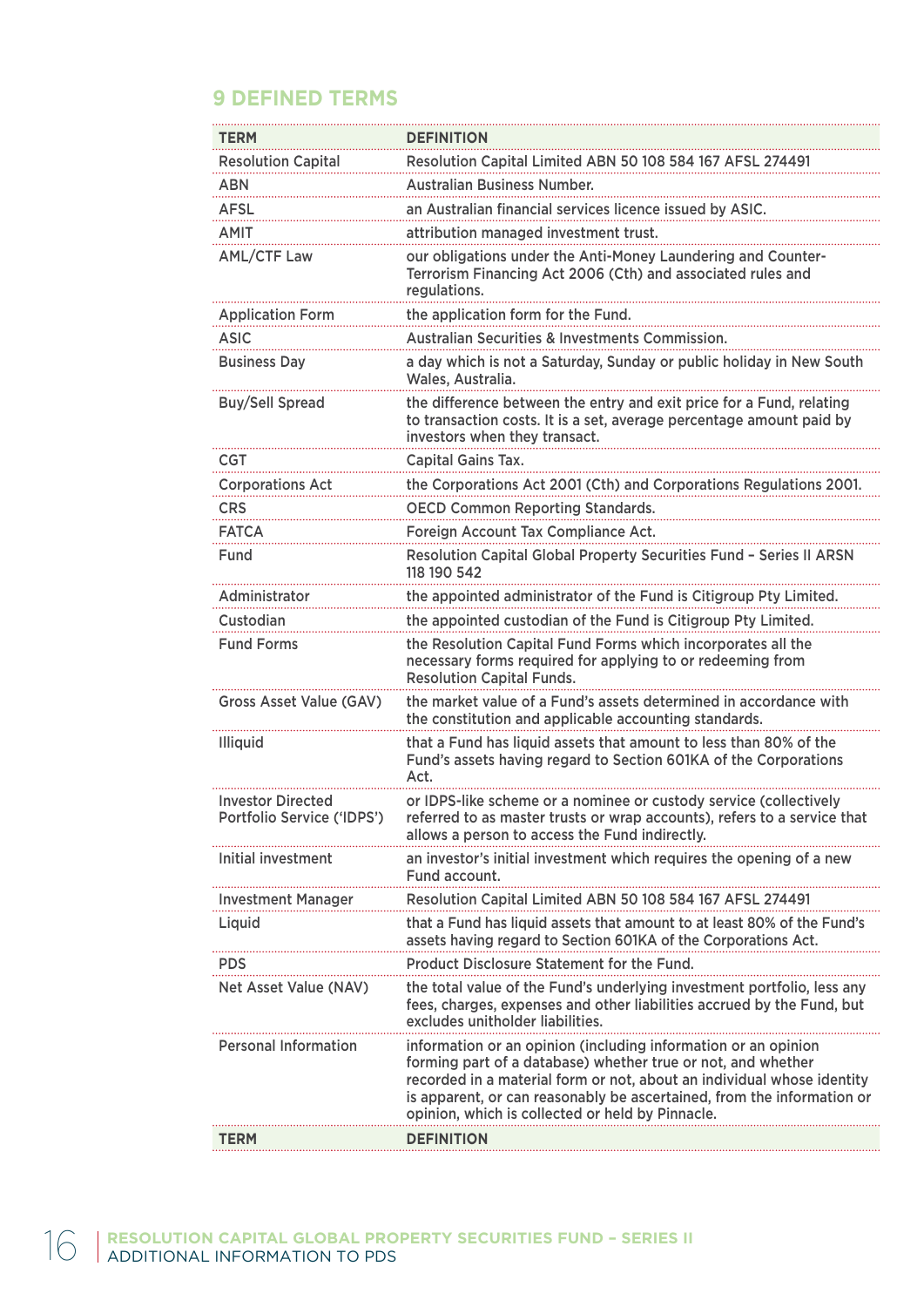## 9 DEFINED TERMS

| TERM | DEFINITION |
|---|---|
| Resolution Capital | Resolution Capital Limited ABN 50 108 584 167 AFSL 274491 |
| ABN | Australian Business Number. |
| AFSL | an Australian financial services licence issued by ASIC. |
| AMIT | attribution managed investment trust. |
| AML/CTF Law | our obligations under the Anti-Money Laundering and Counter-Terrorism Financing Act 2006 (Cth) and associated rules and regulations. |
| Application Form | the application form for the Fund. |
| ASIC | Australian Securities & Investments Commission. |
| Business Day | a day which is not a Saturday, Sunday or public holiday in New South Wales, Australia. |
| Buy/Sell Spread | the difference between the entry and exit price for a Fund, relating to transaction costs. It is a set, average percentage amount paid by investors when they transact. |
| CGT | Capital Gains Tax. |
| Corporations Act | the Corporations Act 2001 (Cth) and Corporations Regulations 2001. |
| CRS | OECD Common Reporting Standards. |
| FATCA | Foreign Account Tax Compliance Act. |
| Fund | Resolution Capital Global Property Securities Fund – Series II ARSN 118 190 542 |
| Administrator | the appointed administrator of the Fund is Citigroup Pty Limited. |
| Custodian | the appointed custodian of the Fund is Citigroup Pty Limited. |
| Fund Forms | the Resolution Capital Fund Forms which incorporates all the necessary forms required for applying to or redeeming from Resolution Capital Funds. |
| Gross Asset Value (GAV) | the market value of a Fund's assets determined in accordance with the constitution and applicable accounting standards. |
| Illiquid | that a Fund has liquid assets that amount to less than 80% of the Fund's assets having regard to Section 601KA of the Corporations Act. |
| Investor Directed Portfolio Service ('IDPS') | or IDPS-like scheme or a nominee or custody service (collectively referred to as master trusts or wrap accounts), refers to a service that allows a person to access the Fund indirectly. |
| Initial investment | an investor's initial investment which requires the opening of a new Fund account. |
| Investment Manager | Resolution Capital Limited ABN 50 108 584 167 AFSL 274491 |
| Liquid | that a Fund has liquid assets that amount to at least 80% of the Fund's assets having regard to Section 601KA of the Corporations Act. |
| PDS | Product Disclosure Statement for the Fund. |
| Net Asset Value (NAV) | the total value of the Fund's underlying investment portfolio, less any fees, charges, expenses and other liabilities accrued by the Fund, but excludes unitholder liabilities. |
| Personal Information | information or an opinion (including information or an opinion forming part of a database) whether true or not, and whether recorded in a material form or not, about an individual whose identity is apparent, or can reasonably be ascertained, from the information or opinion, which is collected or held by Pinnacle. |
| TERM | DEFINITION |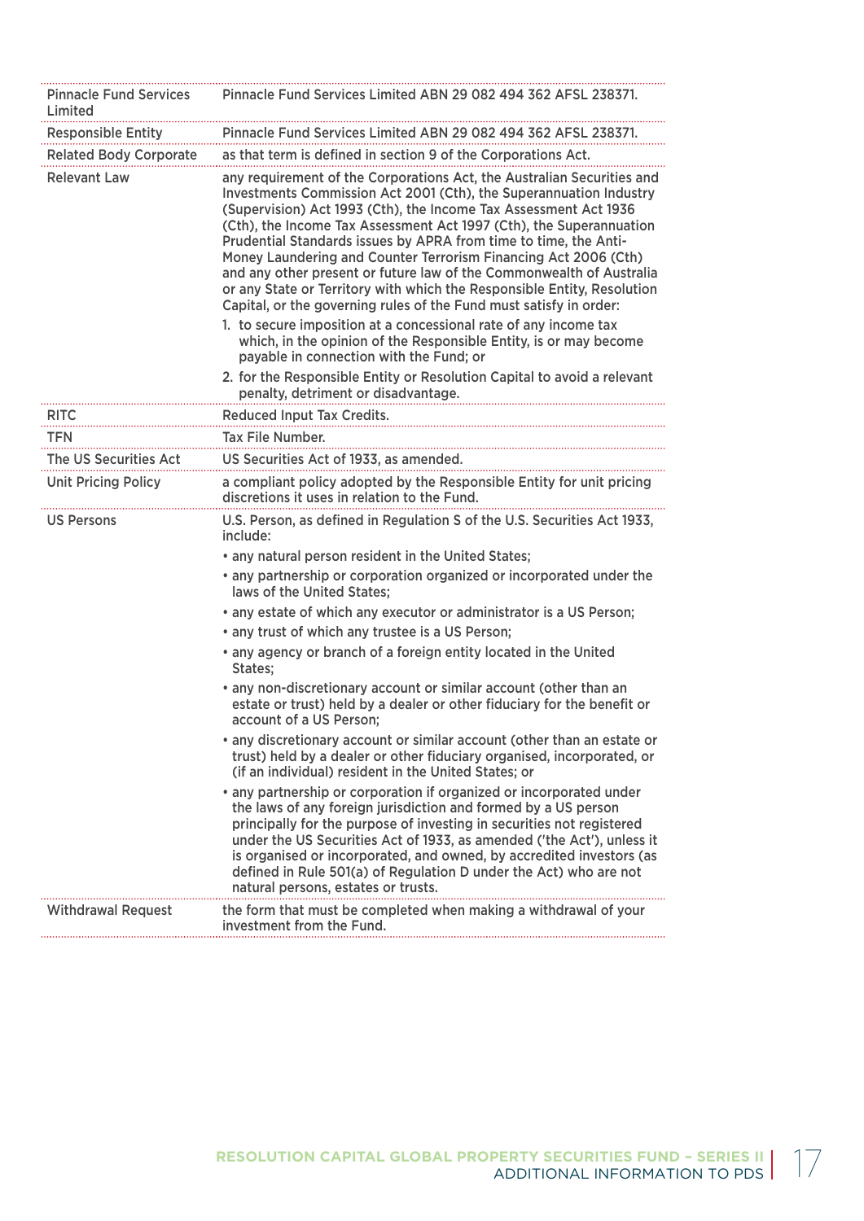| | |
|---|---|
| Pinnacle Fund Services Limited | Pinnacle Fund Services Limited ABN 29 082 494 362 AFSL 238371. |
| Responsible Entity | Pinnacle Fund Services Limited ABN 29 082 494 362 AFSL 238371. |
| Related Body Corporate | as that term is defined in section 9 of the Corporations Act. |
| Relevant Law | any requirement of the Corporations Act, the Australian Securities and Investments Commission Act 2001 (Cth), the Superannuation Industry (Supervision) Act 1993 (Cth), the Income Tax Assessment Act 1936 (Cth), the Income Tax Assessment Act 1997 (Cth), the Superannuation Prudential Standards issues by APRA from time to time, the Anti-Money Laundering and Counter Terrorism Financing Act 2006 (Cth) and any other present or future law of the Commonwealth of Australia or any State or Territory with which the Responsible Entity, Resolution Capital, or the governing rules of the Fund must satisfy in order:<br>1. to secure imposition at a concessional rate of any income tax which, in the opinion of the Responsible Entity, is or may become payable in connection with the Fund; or<br>2. for the Responsible Entity or Resolution Capital to avoid a relevant penalty, detriment or disadvantage. |
| RITC | Reduced Input Tax Credits. |
| TFN | Tax File Number. |
| The US Securities Act | US Securities Act of 1933, as amended. |
| Unit Pricing Policy | a compliant policy adopted by the Responsible Entity for unit pricing discretions it uses in relation to the Fund. |
| US Persons | U.S. Person, as defined in Regulation S of the U.S. Securities Act 1933, include:<br>• any natural person resident in the United States;<br>• any partnership or corporation organized or incorporated under the laws of the United States;<br>• any estate of which any executor or administrator is a US Person;<br>• any trust of which any trustee is a US Person;<br>• any agency or branch of a foreign entity located in the United States;<br>• any non-discretionary account or similar account (other than an estate or trust) held by a dealer or other fiduciary for the benefit or account of a US Person;<br>• any discretionary account or similar account (other than an estate or trust) held by a dealer or other fiduciary organised, incorporated, or (if an individual) resident in the United States; or<br>• any partnership or corporation if organized or incorporated under the laws of any foreign jurisdiction and formed by a US person principally for the purpose of investing in securities not registered under the US Securities Act of 1933, as amended ('the Act'), unless it is organised or incorporated, and owned, by accredited investors (as defined in Rule 501(a) of Regulation D under the Act) who are not natural persons, estates or trusts. |
| Withdrawal Request | the form that must be completed when making a withdrawal of your investment from the Fund. |